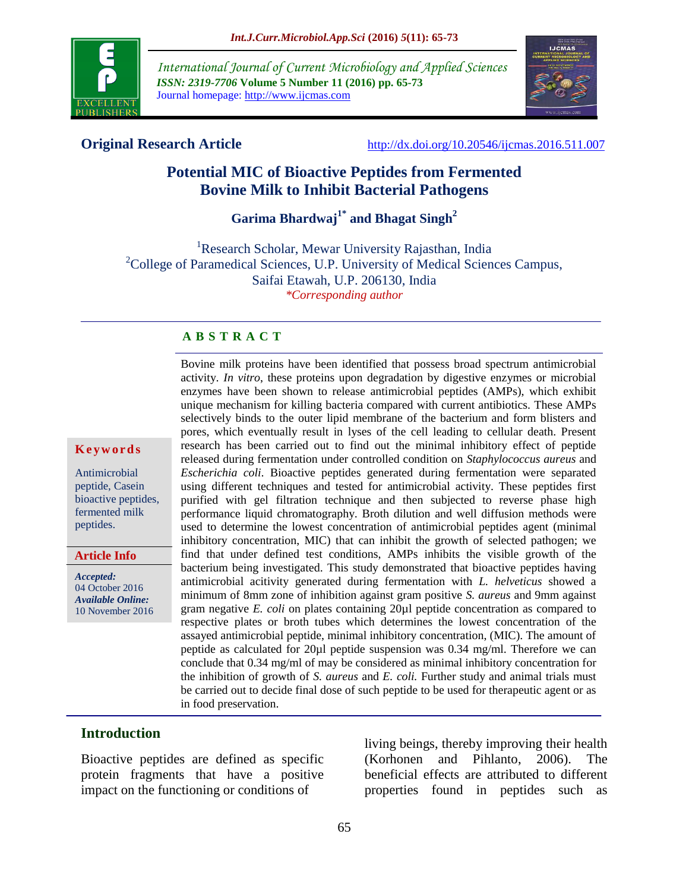International Journal of Current Microbiology and Applied Sciences
*ISSN: 2319-7706* **Volume 5 Number 11 (2016) pp. 65-73**
Journal homepage: http://www.ijcmas.com

**Original Research Article** http://dx.doi.org/10.20546/ijcmas.2016.511.007

# Potential MIC of Bioactive Peptides from Fermented Bovine Milk to Inhibit Bacterial Pathogens

**Garima Bhardwaj[1*] and Bhagat Singh[2]**

[1]Research Scholar, Mewar University Rajasthan, India
[2]College of Paramedical Sciences, U.P. University of Medical Sciences Campus, Saifai Etawah, U.P. 206130, India
*\*Corresponding author*

## ABSTRACT

Bovine milk proteins have been identified that possess broad spectrum antimicrobial activity. *In vitro*, these proteins upon degradation by digestive enzymes or microbial enzymes have been shown to release antimicrobial peptides (AMPs), which exhibit unique mechanism for killing bacteria compared with current antibiotics. These AMPs selectively binds to the outer lipid membrane of the bacterium and form blisters and pores, which eventually result in lyses of the cell leading to cellular death. Present research has been carried out to find out the minimal inhibitory effect of peptide released during fermentation under controlled condition on *Staphylococcus aureus* and *Escherichia coli*. Bioactive peptides generated during fermentation were separated using different techniques and tested for antimicrobial activity. These peptides first purified with gel filtration technique and then subjected to reverse phase high performance liquid chromatography. Broth dilution and well diffusion methods were used to determine the lowest concentration of antimicrobial peptides agent (minimal inhibitory concentration, MIC) that can inhibit the growth of selected pathogen; we find that under defined test conditions, AMPs inhibits the visible growth of the bacterium being investigated. This study demonstrated that bioactive peptides having antimicrobial acitivity generated during fermentation with *L. helveticus* showed a minimum of 8mm zone of inhibition against gram positive *S. aureus* and 9mm against gram negative *E. coli* on plates containing 20µl peptide concentration as compared to respective plates or broth tubes which determines the lowest concentration of the assayed antimicrobial peptide, minimal inhibitory concentration, (MIC). The amount of peptide as calculated for 20µl peptide suspension was 0.34 mg/ml. Therefore we can conclude that 0.34 mg/ml of may be considered as minimal inhibitory concentration for the inhibition of growth of *S. aureus* and *E. coli.* Further study and animal trials must be carried out to decide final dose of such peptide to be used for therapeutic agent or as in food preservation.

**Keywords**

Antimicrobial peptide, Casein bioactive peptides, fermented milk peptides.

**Article Info**

*Accepted:* 04 October 2016
*Available Online:* 10 November 2016

## Introduction

Bioactive peptides are defined as specific protein fragments that have a positive impact on the functioning or conditions of living beings, thereby improving their health (Korhonen and Pihlanto, 2006). The beneficial effects are attributed to different properties found in peptides such as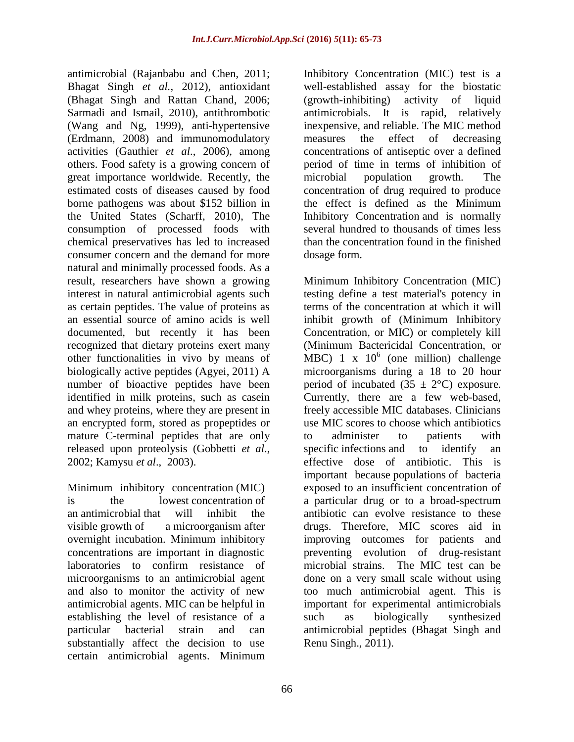antimicrobial (Rajanbabu and Chen, 2011; Bhagat Singh *et al.*, 2012), antioxidant (Bhagat Singh and Rattan Chand, 2006; Sarmadi and Ismail, 2010), antithrombotic (Wang and Ng, 1999), anti-hypertensive (Erdmann, 2008) and immunomodulatory activities (Gauthier *et al*., 2006), among others. Food safety is a growing concern of great importance worldwide. Recently, the estimated costs of diseases caused by food borne pathogens was about $152 billion in the United States (Scharff, 2010), The consumption of processed foods with chemical preservatives has led to increased consumer concern and the demand for more natural and minimally processed foods. As a result, researchers have shown a growing interest in natural antimicrobial agents such as certain peptides. The value of proteins as an essential source of amino acids is well documented, but recently it has been recognized that dietary proteins exert many other functionalities in vivo by means of biologically active peptides (Agyei, 2011) A number of bioactive peptides have been identified in milk proteins, such as casein and whey proteins, where they are present in an encrypted form, stored as propeptides or mature C-terminal peptides that are only released upon proteolysis (Gobbetti *et al*., 2002; Kamysu *et al*., 2003).

Minimum inhibitory concentration (MIC) is the lowest concentration of an antimicrobial that will inhibit the visible growth of a microorganism after overnight incubation. Minimum inhibitory concentrations are important in diagnostic laboratories to confirm resistance of microorganisms to an antimicrobial agent and also to monitor the activity of new antimicrobial agents. MIC can be helpful in establishing the level of resistance of a particular bacterial strain and can substantially affect the decision to use certain antimicrobial agents. Minimum Inhibitory Concentration (MIC) test is a well-established assay for the biostatic (growth-inhibiting) activity of liquid antimicrobials. It is rapid, relatively inexpensive, and reliable. The MIC method measures the effect of decreasing concentrations of antiseptic over a defined period of time in terms of inhibition of microbial population growth. The concentration of drug required to produce the effect is defined as the Minimum Inhibitory Concentration and is normally several hundred to thousands of times less than the concentration found in the finished dosage form.

Minimum Inhibitory Concentration (MIC) testing define a test material's potency in terms of the concentration at which it will inhibit growth of (Minimum Inhibitory Concentration, or MIC) or completely kill (Minimum Bactericidal Concentration, or MBC) $1 \times 10^6$ (one million) challenge microorganisms during a 18 to 20 hour period of incubated ($35 \pm 2$°C) exposure. Currently, there are a few web-based, freely accessible MIC databases. Clinicians use MIC scores to choose which antibiotics to administer to patients with specific infections and to identify an effective dose of antibiotic. This is important because populations of bacteria exposed to an insufficient concentration of a particular drug or to a broad-spectrum antibiotic can evolve resistance to these drugs. Therefore, MIC scores aid in improving outcomes for patients and preventing evolution of drug-resistant microbial strains. The MIC test can be done on a very small scale without using too much antimicrobial agent. This is important for experimental antimicrobials such as biologically synthesized antimicrobial peptides (Bhagat Singh and Renu Singh., 2011).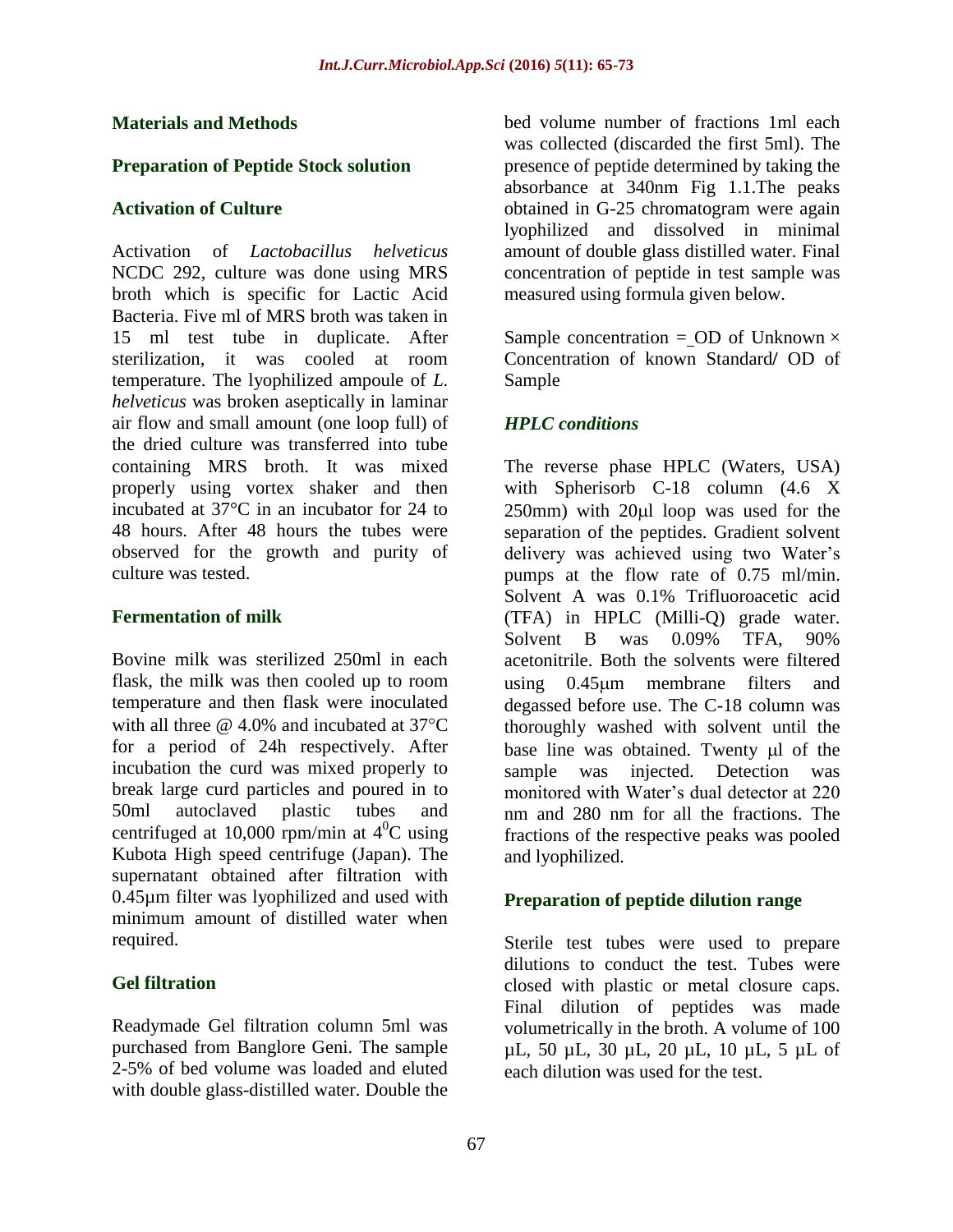## Materials and Methods

### Preparation of Peptide Stock solution

### Activation of Culture

Activation of *Lactobacillus helveticus* NCDC 292, culture was done using MRS broth which is specific for Lactic Acid Bacteria. Five ml of MRS broth was taken in 15 ml test tube in duplicate. After sterilization, it was cooled at room temperature. The lyophilized ampoule of *L. helveticus* was broken aseptically in laminar air flow and small amount (one loop full) of the dried culture was transferred into tube containing MRS broth. It was mixed properly using vortex shaker and then incubated at 37°C in an incubator for 24 to 48 hours. After 48 hours the tubes were observed for the growth and purity of culture was tested.

### Fermentation of milk

Bovine milk was sterilized 250ml in each flask, the milk was then cooled up to room temperature and then flask were inoculated with all three @ 4.0% and incubated at 37°C for a period of 24h respectively. After incubation the curd was mixed properly to break large curd particles and poured in to 50ml autoclaved plastic tubes and centrifuged at 10,000 rpm/min at $4^0$C using Kubota High speed centrifuge (Japan). The supernatant obtained after filtration with 0.45µm filter was lyophilized and used with minimum amount of distilled water when required.

### Gel filtration

Readymade Gel filtration column 5ml was purchased from Banglore Geni. The sample 2-5% of bed volume was loaded and eluted with double glass-distilled water. Double the bed volume number of fractions 1ml each was collected (discarded the first 5ml). The presence of peptide determined by taking the absorbance at 340nm Fig 1.1.The peaks obtained in G-25 chromatogram were again lyophilized and dissolved in minimal amount of double glass distilled water. Final concentration of peptide in test sample was measured using formula given below.

Sample concentration = OD of Unknown × Concentration of known Standard/ OD of Sample

### *HPLC conditions*

The reverse phase HPLC (Waters, USA) with Spherisorb C-18 column (4.6 X 250mm) with 20µl loop was used for the separation of the peptides. Gradient solvent delivery was achieved using two Water's pumps at the flow rate of 0.75 ml/min. Solvent A was 0.1% Trifluoroacetic acid (TFA) in HPLC (Milli-Q) grade water. Solvent B was 0.09% TFA, 90% acetonitrile. Both the solvents were filtered using 0.45µm membrane filters and degassed before use. The C-18 column was thoroughly washed with solvent until the base line was obtained. Twenty µl of the sample was injected. Detection was monitored with Water's dual detector at 220 nm and 280 nm for all the fractions. The fractions of the respective peaks was pooled and lyophilized.

### Preparation of peptide dilution range

Sterile test tubes were used to prepare dilutions to conduct the test. Tubes were closed with plastic or metal closure caps. Final dilution of peptides was made volumetrically in the broth. A volume of 100 µL, 50 µL, 30 µL, 20 µL, 10 µL, 5 µL of each dilution was used for the test.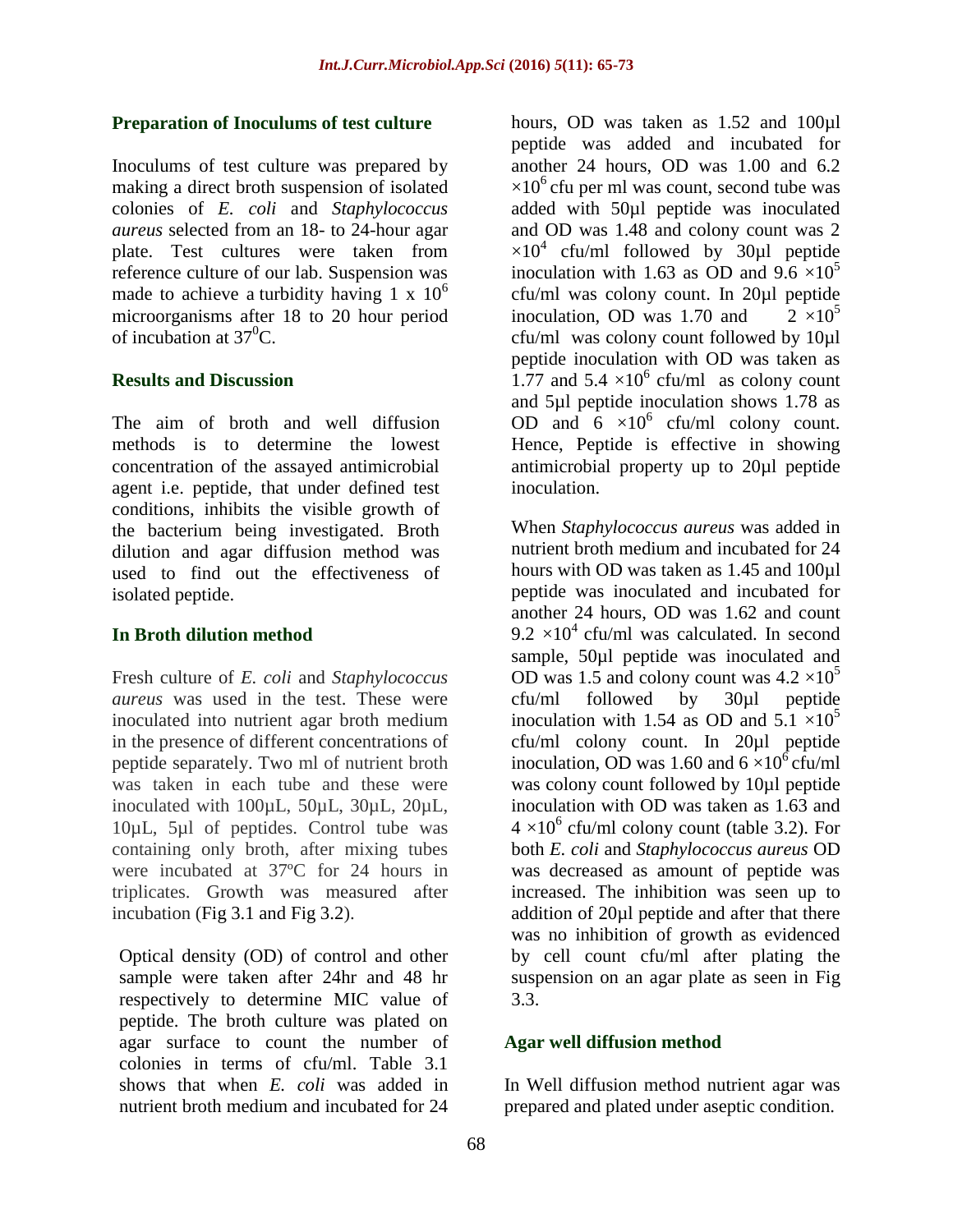### Preparation of Inoculums of test culture

Inoculums of test culture was prepared by making a direct broth suspension of isolated colonies of *E. coli* and *Staphylococcus aureus* selected from an 18- to 24-hour agar plate. Test cultures were taken from reference culture of our lab. Suspension was made to achieve a turbidity having 1 x $10^6$ microorganisms after 18 to 20 hour period of incubation at $37^0$C.

## Results and Discussion

The aim of broth and well diffusion methods is to determine the lowest concentration of the assayed antimicrobial agent i.e. peptide, that under defined test conditions, inhibits the visible growth of the bacterium being investigated. Broth dilution and agar diffusion method was used to find out the effectiveness of isolated peptide.

### In Broth dilution method

Fresh culture of *E. coli* and *Staphylococcus aureus* was used in the test. These were inoculated into nutrient agar broth medium in the presence of different concentrations of peptide separately. Two ml of nutrient broth was taken in each tube and these were inoculated with 100µL, 50µL, 30µL, 20µL, 10µL, 5µl of peptides. Control tube was containing only broth, after mixing tubes were incubated at 37ºC for 24 hours in triplicates. Growth was measured after incubation (Fig 3.1 and Fig 3.2).

Optical density (OD) of control and other sample were taken after 24hr and 48 hr respectively to determine MIC value of peptide. The broth culture was plated on agar surface to count the number of colonies in terms of cfu/ml. Table 3.1 shows that when *E. coli* was added in nutrient broth medium and incubated for 24 hours, OD was taken as 1.52 and 100µl peptide was added and incubated for another 24 hours, OD was 1.00 and 6.2 $\times10^6$ cfu per ml was count, second tube was added with 50µl peptide was inoculated and OD was 1.48 and colony count was 2 $\times10^4$ cfu/ml followed by 30µl peptide inoculation with 1.63 as OD and 9.6 $\times10^5$ cfu/ml was colony count. In 20µl peptide inoculation, OD was 1.70 and 2 $\times10^5$ cfu/ml was colony count followed by 10µl peptide inoculation with OD was taken as 1.77 and 5.4 $\times10^6$ cfu/ml as colony count and 5µl peptide inoculation shows 1.78 as OD and 6 $\times10^6$ cfu/ml colony count. Hence, Peptide is effective in showing antimicrobial property up to 20µl peptide inoculation.

When *Staphylococcus aureus* was added in nutrient broth medium and incubated for 24 hours with OD was taken as 1.45 and 100µl peptide was inoculated and incubated for another 24 hours, OD was 1.62 and count 9.2 $\times10^4$ cfu/ml was calculated. In second sample, 50µl peptide was inoculated and OD was 1.5 and colony count was 4.2 $\times10^5$ cfu/ml followed by 30µl peptide inoculation with 1.54 as OD and 5.1 $\times10^5$ cfu/ml colony count. In 20µl peptide inoculation, OD was 1.60 and 6 $\times10^6$ cfu/ml was colony count followed by 10µl peptide inoculation with OD was taken as 1.63 and 4 $\times10^6$ cfu/ml colony count (table 3.2). For both *E. coli* and *Staphylococcus aureus* OD was decreased as amount of peptide was increased. The inhibition was seen up to addition of 20µl peptide and after that there was no inhibition of growth as evidenced by cell count cfu/ml after plating the suspension on an agar plate as seen in Fig 3.3.

### Agar well diffusion method

In Well diffusion method nutrient agar was prepared and plated under aseptic condition.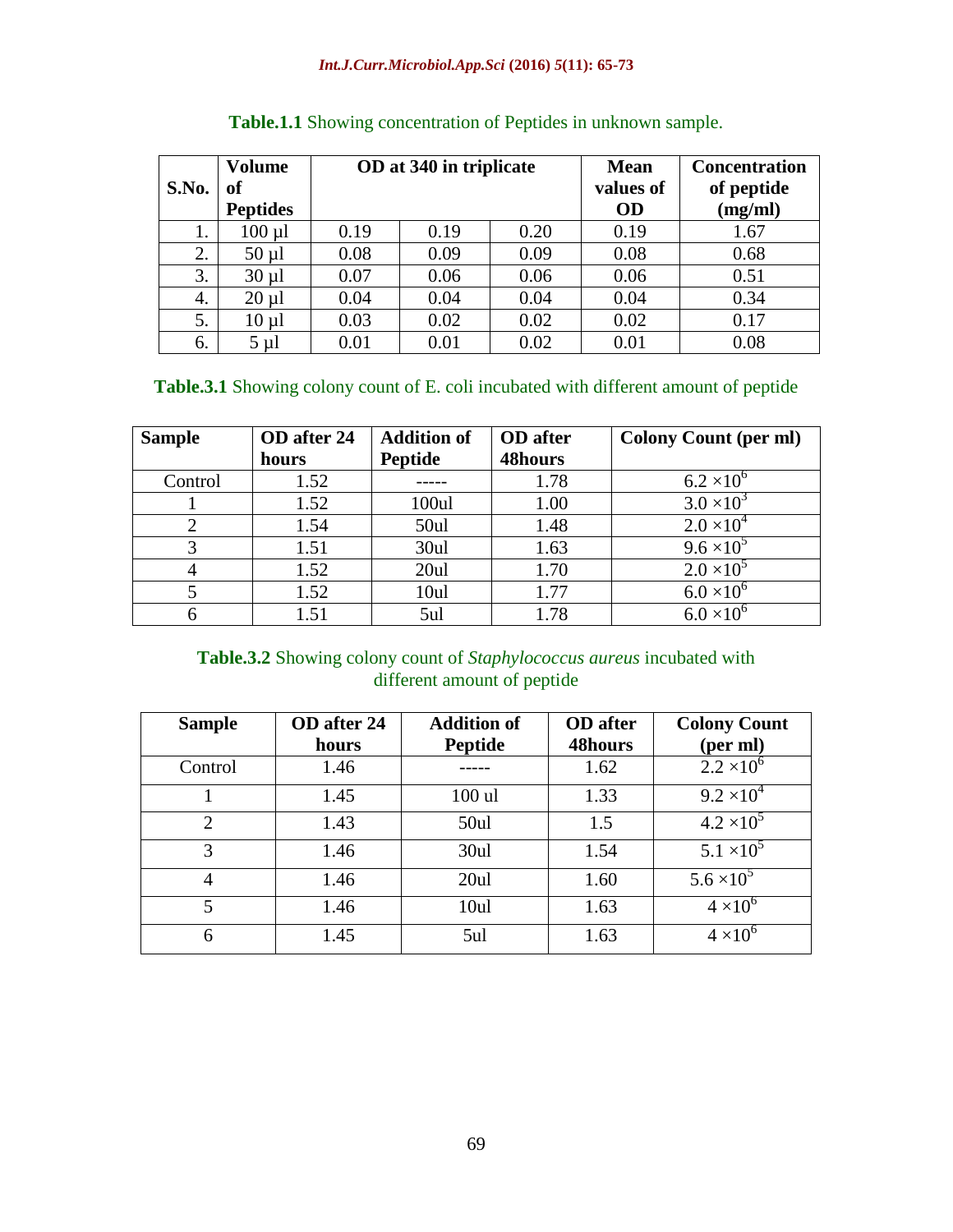**Table.1.1** Showing concentration of Peptides in unknown sample.

| S.No. | Volume of Peptides | OD at 340 in triplicate | | | Mean values of OD | Concentration of peptide (mg/ml) |
|---|---|---|---|---|---|---|
| 1. | 100 µl | 0.19 | 0.19 | 0.20 | 0.19 | 1.67 |
| 2. | 50 µl | 0.08 | 0.09 | 0.09 | 0.08 | 0.68 |
| 3. | 30 µl | 0.07 | 0.06 | 0.06 | 0.06 | 0.51 |
| 4. | 20 µl | 0.04 | 0.04 | 0.04 | 0.04 | 0.34 |
| 5. | 10 µl | 0.03 | 0.02 | 0.02 | 0.02 | 0.17 |
| 6. | 5 µl | 0.01 | 0.01 | 0.02 | 0.01 | 0.08 |

**Table.3.1** Showing colony count of E. coli incubated with different amount of peptide

| Sample | OD after 24 hours | Addition of Peptide | OD after 48hours | Colony Count (per ml) |
|---|---|---|---|---|
| Control | 1.52 | ----- | 1.78 | $6.2 \times 10^6$ |
| 1 | 1.52 | 100ul | 1.00 | $3.0 \times 10^3$ |
| 2 | 1.54 | 50ul | 1.48 | $2.0 \times 10^4$ |
| 3 | 1.51 | 30ul | 1.63 | $9.6 \times 10^5$ |
| 4 | 1.52 | 20ul | 1.70 | $2.0 \times 10^5$ |
| 5 | 1.52 | 10ul | 1.77 | $6.0 \times 10^6$ |
| 6 | 1.51 | 5ul | 1.78 | $6.0 \times 10^6$ |

**Table.3.2** Showing colony count of *Staphylococcus aureus* incubated with different amount of peptide

| Sample | OD after 24 hours | Addition of Peptide | OD after 48hours | Colony Count (per ml) |
|---|---|---|---|---|
| Control | 1.46 | ----- | 1.62 | $2.2 \times 10^6$ |
| 1 | 1.45 | 100 ul | 1.33 | $9.2 \times 10^4$ |
| 2 | 1.43 | 50ul | 1.5 | $4.2 \times 10^5$ |
| 3 | 1.46 | 30ul | 1.54 | $5.1 \times 10^5$ |
| 4 | 1.46 | 20ul | 1.60 | $5.6 \times 10^5$ |
| 5 | 1.46 | 10ul | 1.63 | $4 \times 10^6$ |
| 6 | 1.45 | 5ul | 1.63 | $4 \times 10^6$ |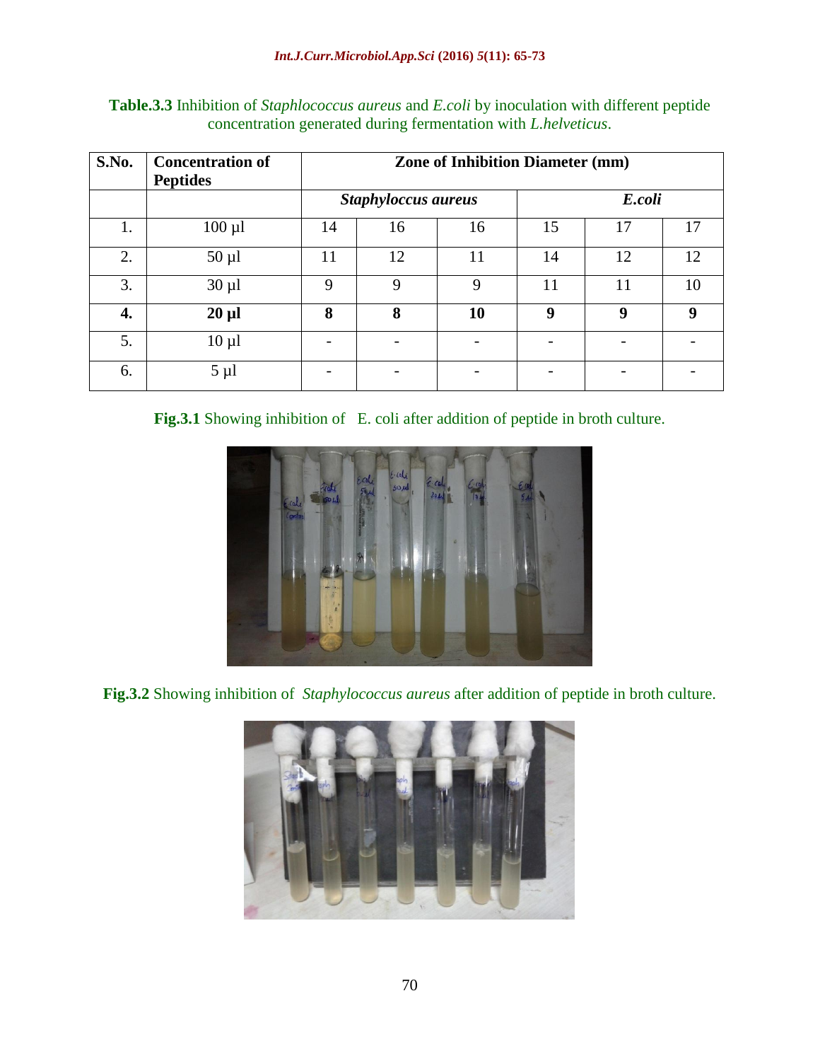**Table.3.3** Inhibition of *Staphlococcus aureus* and *E.coli* by inoculation with different peptide concentration generated during fermentation with *L.helveticus*.

| S.No. | Concentration of Peptides | Zone of Inhibition Diameter (mm) | | | | | |
|---|---|---|---|---|---|---|---|
| | | ***Staphyloccus aureus*** | | | ***E.coli*** | | |
| 1. | 100 µl | 14 | 16 | 16 | 15 | 17 | 17 |
| 2. | 50 µl | 11 | 12 | 11 | 14 | 12 | 12 |
| 3. | 30 µl | 9 | 9 | 9 | 11 | 11 | 10 |
| **4.** | **20 µl** | **8** | **8** | **10** | **9** | **9** | **9** |
| 5. | 10 µl | - | - | - | - | - | - |
| 6. | 5 µl | - | - | - | - | - | - |

**Fig.3.1** Showing inhibition of E. coli after addition of peptide in broth culture.

**Fig.3.2** Showing inhibition of *Staphylococcus aureus* after addition of peptide in broth culture.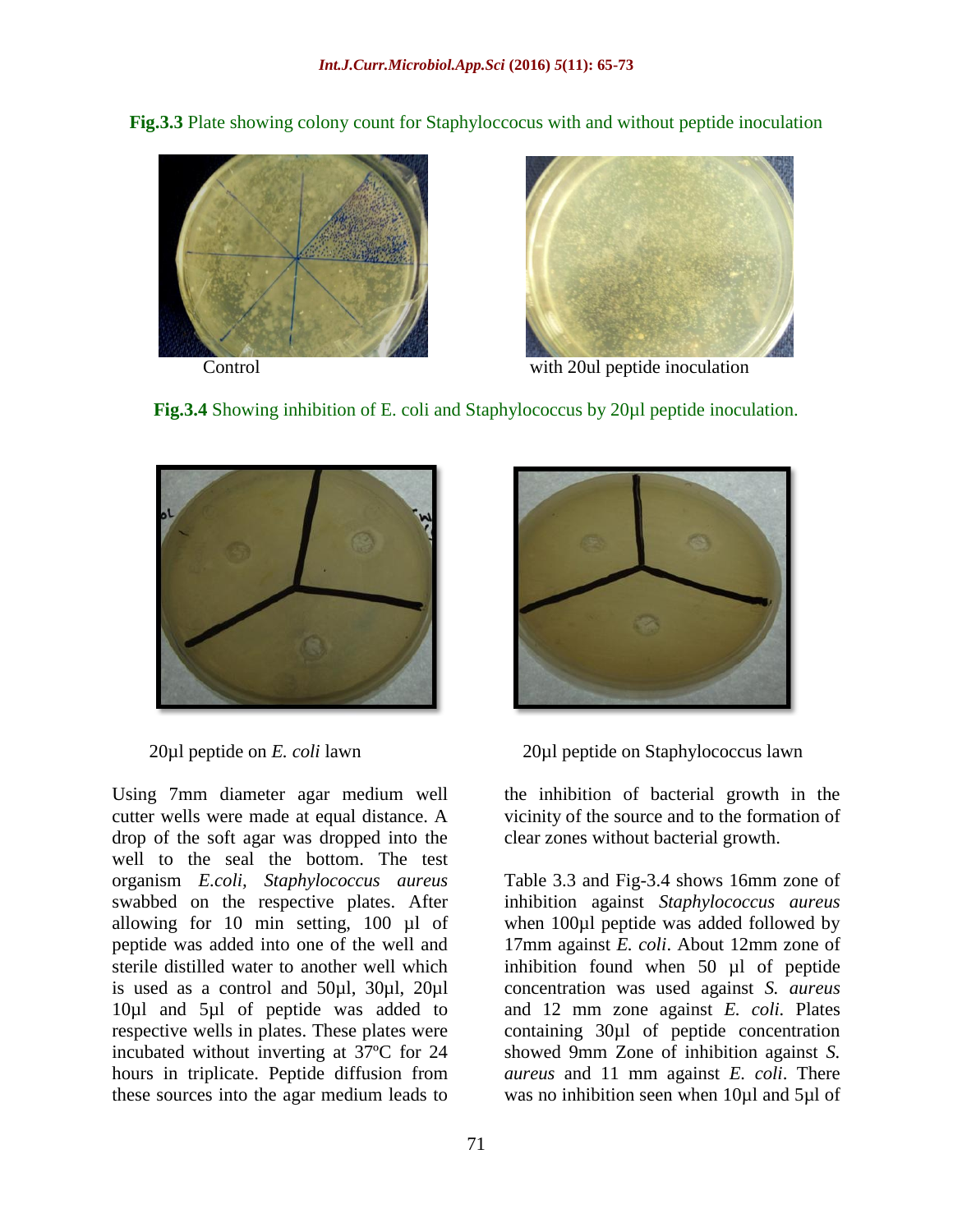**Fig.3.3** Plate showing colony count for Staphyloccocus with and without peptide inoculation

Control

with 20ul peptide inoculation

**Fig.3.4** Showing inhibition of E. coli and Staphylococcus by 20µl peptide inoculation.

20µl peptide on *E. coli* lawn

20µl peptide on Staphylococcus lawn

Using 7mm diameter agar medium well cutter wells were made at equal distance. A drop of the soft agar was dropped into the well to the seal the bottom. The test organism *E.coli, Staphylococcus aureus* swabbed on the respective plates. After allowing for 10 min setting, 100 µl of peptide was added into one of the well and sterile distilled water to another well which is used as a control and 50µl, 30µl, 20µl 10µl and 5µl of peptide was added to respective wells in plates. These plates were incubated without inverting at 37ºC for 24 hours in triplicate. Peptide diffusion from these sources into the agar medium leads to the inhibition of bacterial growth in the vicinity of the source and to the formation of clear zones without bacterial growth.

Table 3.3 and Fig-3.4 shows 16mm zone of inhibition against *Staphylococcus aureus* when 100µl peptide was added followed by 17mm against *E. coli*. About 12mm zone of inhibition found when 50 µl of peptide concentration was used against *S. aureus* and 12 mm zone against *E. coli*. Plates containing 30µl of peptide concentration showed 9mm Zone of inhibition against *S. aureus* and 11 mm against *E. coli*. There was no inhibition seen when 10µl and 5µl of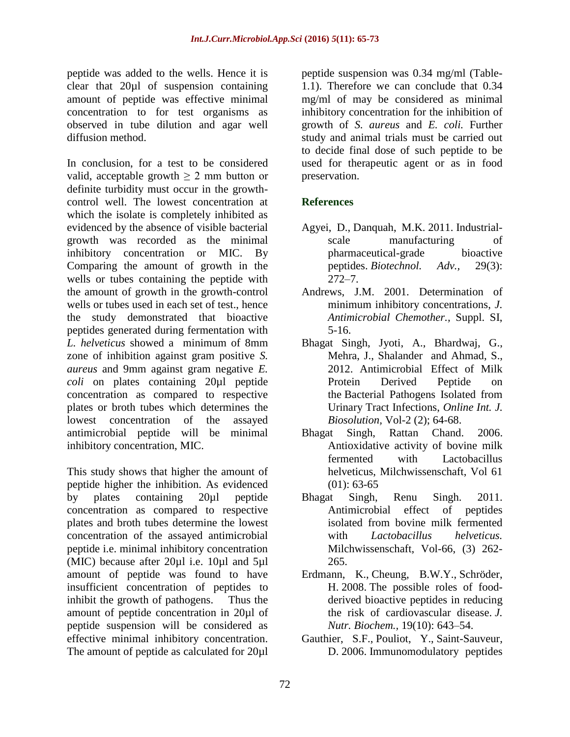peptide was added to the wells. Hence it is clear that 20µl of suspension containing amount of peptide was effective minimal concentration to for test organisms as observed in tube dilution and agar well diffusion method.

In conclusion, for a test to be considered valid, acceptable growth ≥ 2 mm button or definite turbidity must occur in the growth-control well. The lowest concentration at which the isolate is completely inhibited as evidenced by the absence of visible bacterial growth was recorded as the minimal inhibitory concentration or MIC. By Comparing the amount of growth in the wells or tubes containing the peptide with the amount of growth in the growth-control wells or tubes used in each set of test., hence the study demonstrated that bioactive peptides generated during fermentation with *L. helveticus* showed a minimum of 8mm zone of inhibition against gram positive *S. aureus* and 9mm against gram negative *E. coli* on plates containing 20µl peptide concentration as compared to respective plates or broth tubes which determines the lowest concentration of the assayed antimicrobial peptide will be minimal inhibitory concentration, MIC.

This study shows that higher the amount of peptide higher the inhibition. As evidenced by plates containing 20µl peptide concentration as compared to respective plates and broth tubes determine the lowest concentration of the assayed antimicrobial peptide i.e. minimal inhibitory concentration (MIC) because after 20µl i.e. 10µl and 5µl amount of peptide was found to have insufficient concentration of peptides to inhibit the growth of pathogens. Thus the amount of peptide concentration in 20µl of peptide suspension will be considered as effective minimal inhibitory concentration. The amount of peptide as calculated for 20µl peptide suspension was 0.34 mg/ml (Table-1.1). Therefore we can conclude that 0.34 mg/ml of may be considered as minimal inhibitory concentration for the inhibition of growth of *S. aureus* and *E. coli.* Further study and animal trials must be carried out to decide final dose of such peptide to be used for therapeutic agent or as in food preservation.

## References

- Agyei, D., Danquah, M.K. 2011. Industrial-scale manufacturing of pharmaceutical-grade bioactive peptides. *Biotechnol. Adv.,* 29(3): 272–7.
- Andrews, J.M. 2001. Determination of minimum inhibitory concentrations, *J. Antimicrobial Chemother.,* Suppl. SI, 5-16.
- Bhagat Singh, Jyoti, A., Bhardwaj, G., Mehra, J., Shalander and Ahmad, S., 2012. Antimicrobial Effect of Milk Protein Derived Peptide on the Bacterial Pathogens Isolated from Urinary Tract Infections, *Online Int. J. Biosolution,* Vol-2 (2); 64-68.
- Bhagat Singh, Rattan Chand. 2006. Antioxidative activity of bovine milk fermented with Lactobacillus helveticus, Milchwissenschaft, Vol 61 (01): 63-65
- Bhagat Singh, Renu Singh. 2011. Antimicrobial effect of peptides isolated from bovine milk fermented with *Lactobacillus helveticus.* Milchwissenschaft, Vol-66, (3) 262-265.
- Erdmann, K., Cheung, B.W.Y., Schröder, H. 2008. The possible roles of food-derived bioactive peptides in reducing the risk of cardiovascular disease. *J. Nutr. Biochem.,* 19(10): 643–54.
- Gauthier, S.F., Pouliot, Y., Saint-Sauveur, D. 2006. Immunomodulatory peptides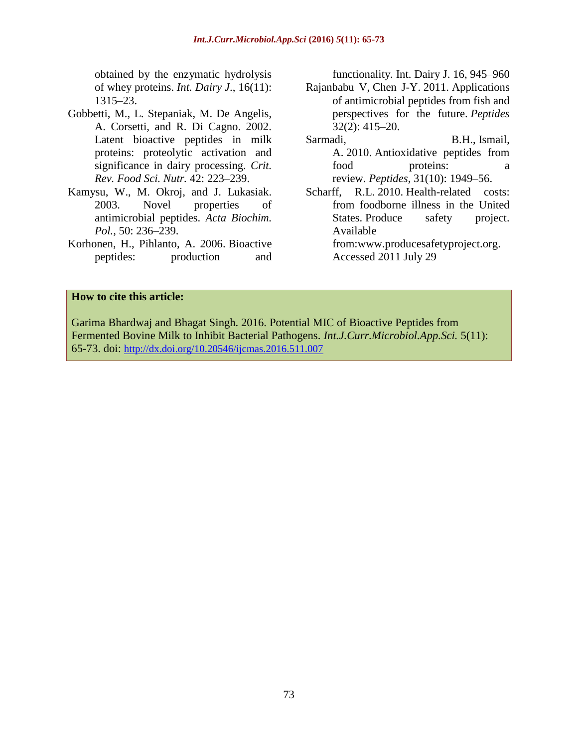obtained by the enzymatic hydrolysis of whey proteins. *Int. Dairy J*., 16(11): 1315–23.

Gobbetti, M., L. Stepaniak, M. De Angelis, A. Corsetti, and R. Di Cagno. 2002. Latent bioactive peptides in milk proteins: proteolytic activation and significance in dairy processing. *Crit. Rev. Food Sci. Nutr.* 42: 223–239.

Kamysu, W., M. Okroj, and J. Lukasiak. 2003. Novel properties of antimicrobial peptides. *Acta Biochim. Pol.*, 50: 236–239.

Korhonen, H., Pihlanto, A. 2006. Bioactive peptides: production and functionality. Int. Dairy J. 16, 945–960

Rajanbabu V, Chen J-Y. 2011. Applications of antimicrobial peptides from fish and perspectives for the future. *Peptides* 32(2): 415–20.

Sarmadi, B.H., Ismail, A. 2010. Antioxidative peptides from food proteins: a review. *Peptides*, 31(10): 1949–56.

Scharff, R.L. 2010. Health-related costs: from foodborne illness in the United States. Produce safety project. Available from:www.producesafetyproject.org. Accessed 2011 July 29

**How to cite this article:**

Garima Bhardwaj and Bhagat Singh. 2016. Potential MIC of Bioactive Peptides from Fermented Bovine Milk to Inhibit Bacterial Pathogens. *Int.J.Curr.Microbiol.App.Sci.* 5(11): 65-73. doi: http://dx.doi.org/10.20546/ijcmas.2016.511.007